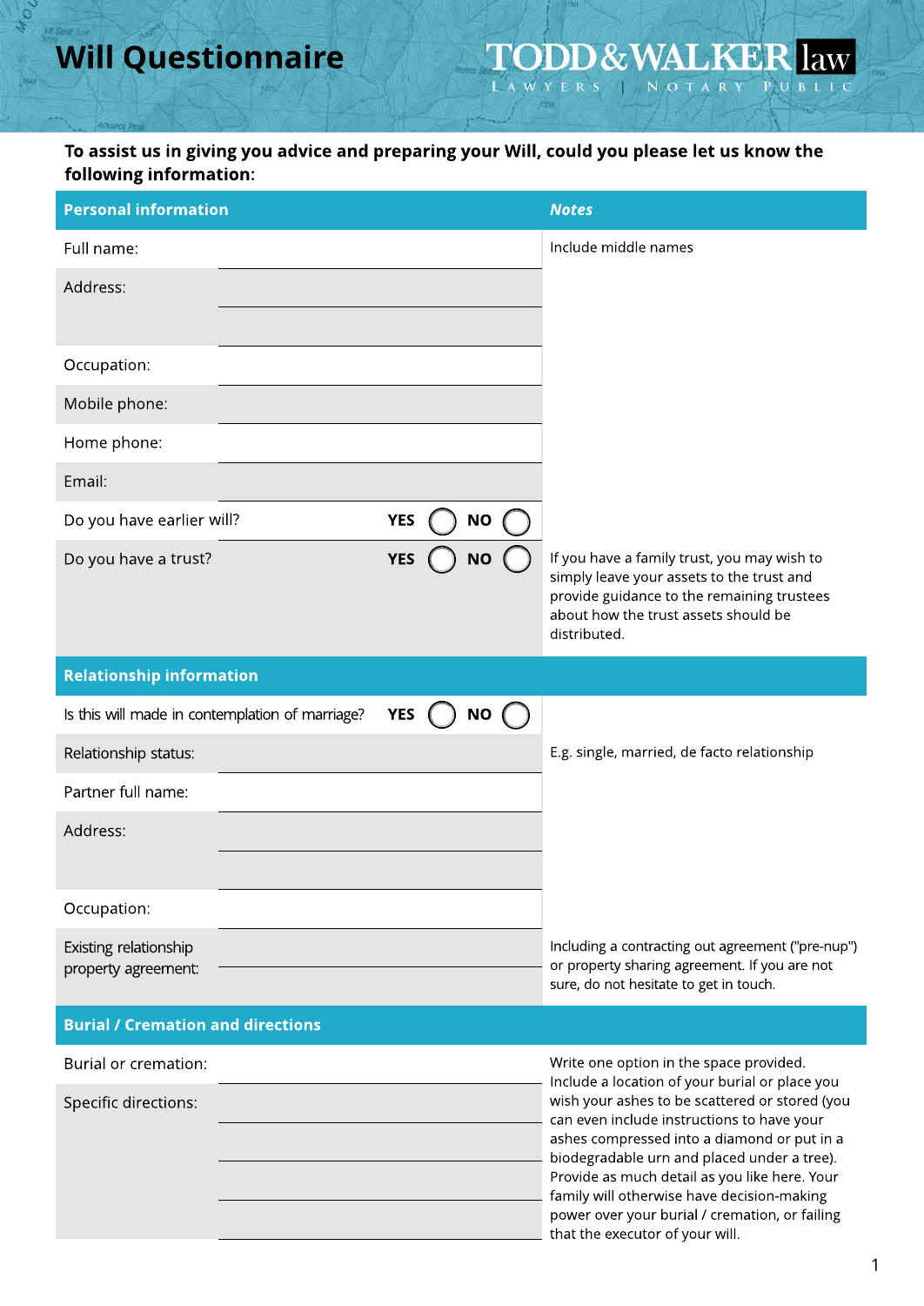# Will Questionnaire

TODD & WALKER law
LAWYERS | NOTARY PUBLIC

**To assist us in giving you advice and preparing your Will, could you please let us know the following information:**

| Personal information | | *Notes* |
|---|---|---|
| Full name: | | Include middle names |
| Address: | | |
| Occupation: | | |
| Mobile phone: | | |
| Home phone: | | |
| Email: | | |
| Do you have earlier will? | YES ◯ NO ◯ | |
| Do you have a trust? | YES ◯ NO ◯ | If you have a family trust, you may wish to simply leave your assets to the trust and provide guidance to the remaining trustees about how the trust assets should be distributed. |
| **Relationship information** | | |
| Is this will made in contemplation of marriage? | YES ◯ NO ◯ | |
| Relationship status: | | E.g. single, married, de facto relationship |
| Partner full name: | | |
| Address: | | |
| Occupation: | | |
| Existing relationship property agreement: | | Including a contracting out agreement ("pre-nup") or property sharing agreement. If you are not sure, do not hesitate to get in touch. |
| **Burial / Cremation and directions** | | |
| Burial or cremation: | | Write one option in the space provided. |
| Specific directions: | | Include a location of your burial or place you wish your ashes to be scattered or stored (you can even include instructions to have your ashes compressed into a diamond or put in a biodegradable urn and placed under a tree). Provide as much detail as you like here. Your family will otherwise have decision-making power over your burial / cremation, or failing that the executor of your will. |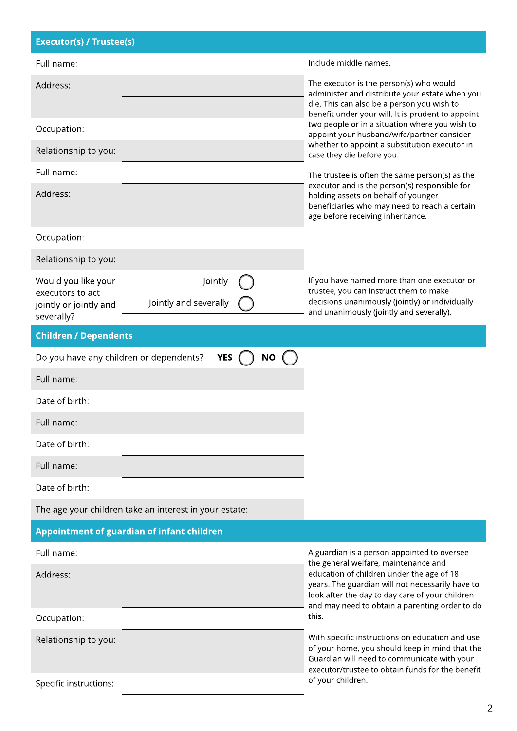## Executor(s) / Trustee(s)

Full name: ______________________

Address: ______________________

______________________

Occupation: ______________________

Relationship to you: ______________________

Full name: ______________________

Address: ______________________

______________________

Occupation: ______________________

Relationship to you: ______________________

Would you like your executors to act jointly or jointly and severally?

- Jointly ◯
- Jointly and severally ◯

Include middle names.

The executor is the person(s) who would administer and distribute your estate when you die. This can also be a person you wish to benefit under your will. It is prudent to appoint two people or in a situation where you wish to appoint your husband/wife/partner consider whether to appoint a substitution executor in case they die before you.

The trustee is often the same person(s) as the executor and is the person(s) responsible for holding assets on behalf of younger beneficiaries who may need to reach a certain age before receiving inheritance.

If you have named more than one executor or trustee, you can instruct them to make decisions unanimously (jointly) or individually and unanimously (jointly and severally).

## Children / Dependents

Do you have any children or dependents? **YES** ◯ **NO** ◯

Full name: ______________________

Date of birth: ______________________

Full name: ______________________

Date of birth: ______________________

Full name: ______________________

Date of birth: ______________________

The age your children take an interest in your estate:

## Appointment of guardian of infant children

Full name: ______________________

Address: ______________________

______________________

Occupation: ______________________

Relationship to you: ______________________

______________________

Specific instructions: ______________________

______________________

A guardian is a person appointed to oversee the general welfare, maintenance and education of children under the age of 18 years. The guardian will not necessarily have to look after the day to day care of your children and may need to obtain a parenting order to do this.

With specific instructions on education and use of your home, you should keep in mind that the Guardian will need to communicate with your executor/trustee to obtain funds for the benefit of your children.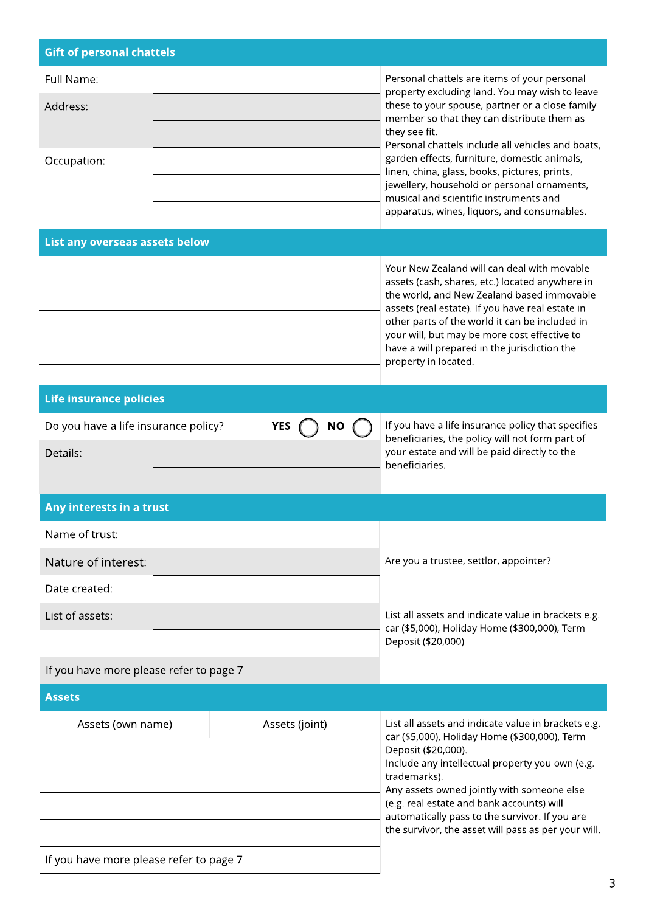## Gift of personal chattels

Full Name:

Address:

Occupation:

Personal chattels are items of your personal property excluding land. You may wish to leave these to your spouse, partner or a close family member so that they can distribute them as they see fit.
Personal chattels include all vehicles and boats, garden effects, furniture, domestic animals, linen, china, glass, books, pictures, prints, jewellery, household or personal ornaments, musical and scientific instruments and apparatus, wines, liquors, and consumables.

## List any overseas assets below

Your New Zealand will can deal with movable assets (cash, shares, etc.) located anywhere in the world, and New Zealand based immovable assets (real estate). If you have real estate in other parts of the world it can be included in your will, but may be more cost effective to have a will prepared in the jurisdiction the property in located.

## Life insurance policies

Do you have a life insurance policy? **YES** ◯ **NO** ◯

Details:

If you have a life insurance policy that specifies beneficiaries, the policy will not form part of your estate and will be paid directly to the beneficiaries.

## Any interests in a trust

Name of trust:

Nature of interest:

Are you a trustee, settlor, appointer?

Date created:

List of assets:

List all assets and indicate value in brackets e.g. car ($5,000), Holiday Home ($300,000), Term Deposit ($20,000)

If you have more please refer to page 7

## Assets

| Assets (own name) | Assets (joint) |
|---|---|
| | |
| | |
| | |
| | |

If you have more please refer to page 7

List all assets and indicate value in brackets e.g. car ($5,000), Holiday Home ($300,000), Term Deposit ($20,000).
Include any intellectual property you own (e.g. trademarks).
Any assets owned jointly with someone else (e.g. real estate and bank accounts) will automatically pass to the survivor. If you are the survivor, the asset will pass as per your will.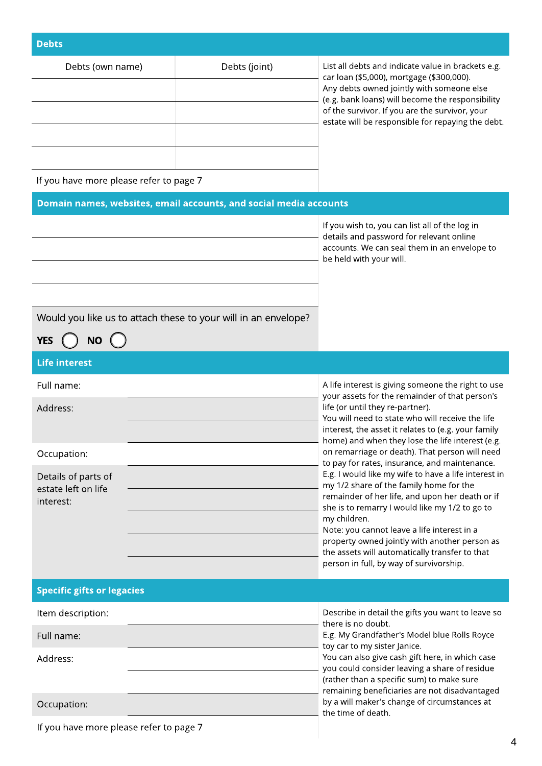## Debts

| Debts (own name) | Debts (joint) |
|---|---|
| | |
| | |
| | |
| | |

If you have more please refer to page 7

List all debts and indicate value in brackets e.g. car loan ($5,000), mortgage ($300,000).
Any debts owned jointly with someone else (e.g. bank loans) will become the responsibility of the survivor. If you are the survivor, your estate will be responsible for repaying the debt.

## Domain names, websites, email accounts, and social media accounts

If you wish to, you can list all of the log in details and password for relevant online accounts. We can seal them in an envelope to be held with your will.

Would you like us to attach these to your will in an envelope?

**YES** ◯ **NO** ◯

## Life interest

Full name:

Address:

Occupation:

Details of parts of estate left on life interest:

A life interest is giving someone the right to use your assets for the remainder of that person's life (or until they re-partner).
You will need to state who will receive the life interest, the asset it relates to (e.g. your family home) and when they lose the life interest (e.g. on remarriage or death). That person will need to pay for rates, insurance, and maintenance.
E.g. I would like my wife to have a life interest in my 1/2 share of the family home for the remainder of her life, and upon her death or if she is to remarry I would like my 1/2 to go to my children.
Note: you cannot leave a life interest in a property owned jointly with another person as the assets will automatically transfer to that person in full, by way of survivorship.

## Specific gifts or legacies

Item description:

Full name:

Address:

Occupation:

If you have more please refer to page 7

Describe in detail the gifts you want to leave so there is no doubt.
E.g. My Grandfather's Model blue Rolls Royce toy car to my sister Janice.
You can also give cash gift here, in which case you could consider leaving a share of residue (rather than a specific sum) to make sure remaining beneficiaries are not disadvantaged by a will maker's change of circumstances at the time of death.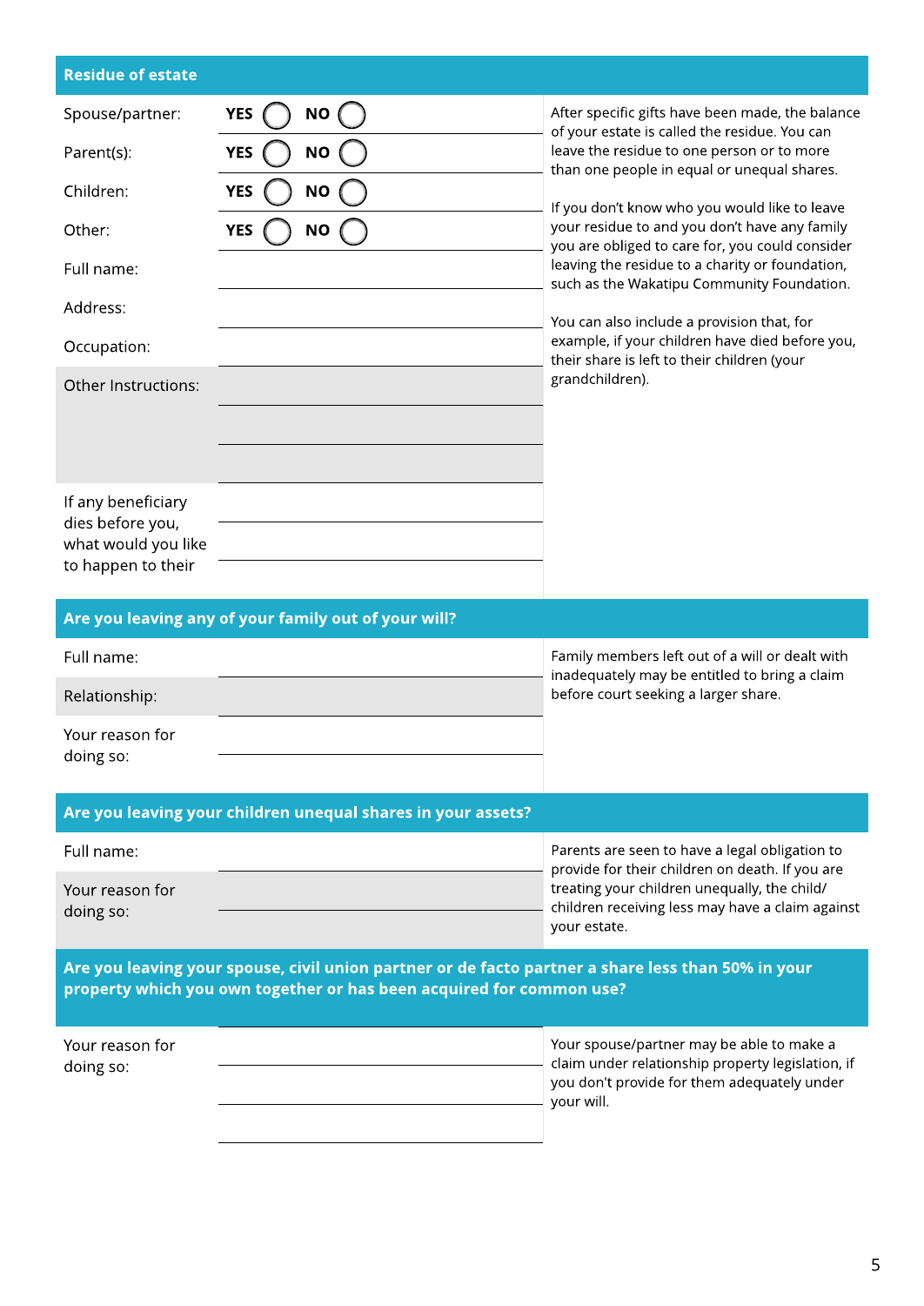## Residue of estate

| | | |
|---|---|---|
| Spouse/partner: | YES ◯ NO ◯ | |
| Parent(s): | YES ◯ NO ◯ | |
| Children: | YES ◯ NO ◯ | |
| Other: | YES ◯ NO ◯ | |
| Full name: | | |
| Address: | | |
| Occupation: | | |
| Other Instructions: | | |
| If any beneficiary dies before you, what would you like to happen to their | | |

After specific gifts have been made, the balance of your estate is called the residue. You can leave the residue to one person or to more than one people in equal or unequal shares.

If you don't know who you would like to leave your residue to and you don't have any family you are obliged to care for, you could consider leaving the residue to a charity or foundation, such as the Wakatipu Community Foundation.

You can also include a provision that, for example, if your children have died before you, their share is left to their children (your grandchildren).

## Are you leaving any of your family out of your will?

| | |
|---|---|
| Full name: | |
| Relationship: | |
| Your reason for doing so: | |

Family members left out of a will or dealt with inadequately may be entitled to bring a claim before court seeking a larger share.

## Are you leaving your children unequal shares in your assets?

| | |
|---|---|
| Full name: | |
| Your reason for doing so: | |

Parents are seen to have a legal obligation to provide for their children on death. If you are treating your children unequally, the child/children receiving less may have a claim against your estate.

## Are you leaving your spouse, civil union partner or de facto partner a share less than 50% in your property which you own together or has been acquired for common use?

| | |
|---|---|
| Your reason for doing so: | |

Your spouse/partner may be able to make a claim under relationship property legislation, if you don't provide for them adequately under your will.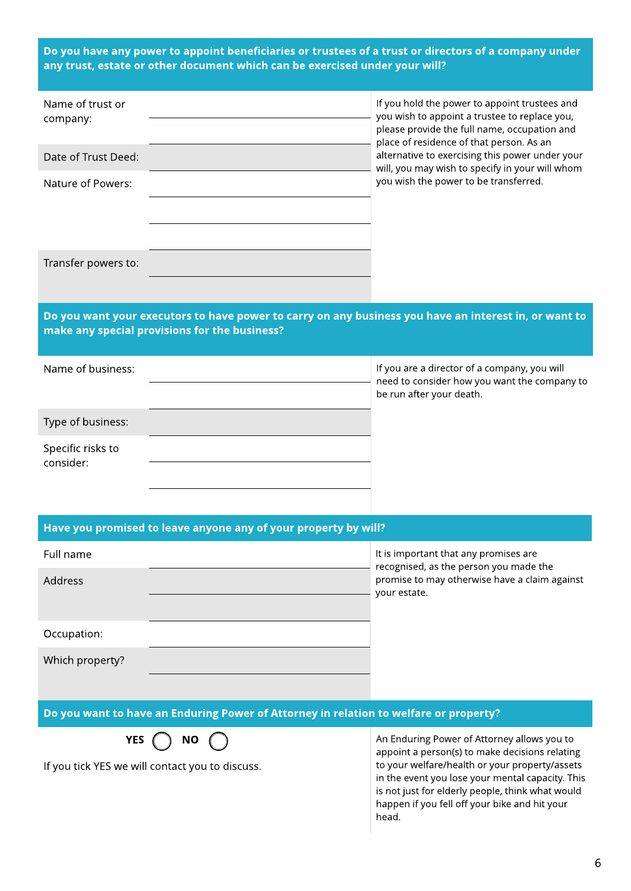## Do you have any power to appoint beneficiaries or trustees of a trust or directors of a company under any trust, estate or other document which can be exercised under your will?

Name of trust or company:

Date of Trust Deed:

Nature of Powers:

Transfer powers to:

If you hold the power to appoint trustees and you wish to appoint a trustee to replace you, please provide the full name, occupation and place of residence of that person. As an alternative to exercising this power under your will, you may wish to specify in your will whom you wish the power to be transferred.

## Do you want your executors to have power to carry on any business you have an interest in, or want to make any special provisions for the business?

Name of business:

Type of business:

Specific risks to consider:

If you are a director of a company, you will need to consider how you want the company to be run after your death.

## Have you promised to leave anyone any of your property by will?

Full name

Address

Occupation:

Which property?

It is important that any promises are recognised, as the person you made the promise to may otherwise have a claim against your estate.

## Do you want to have an Enduring Power of Attorney in relation to welfare or property?

**YES** ◯ **NO** ◯

If you tick YES we will contact you to discuss.

An Enduring Power of Attorney allows you to appoint a person(s) to make decisions relating to your welfare/health or your property/assets in the event you lose your mental capacity. This is not just for elderly people, think what would happen if you fell off your bike and hit your head.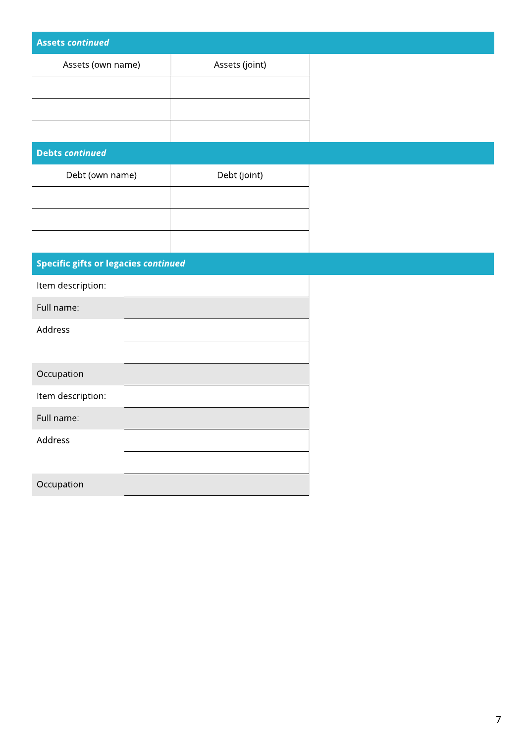## Assets *continued*

| Assets (own name) | Assets (joint) |
|---|---|
| | |
| | |
| | |

## Debts *continued*

| Debt (own name) | Debt (joint) |
|---|---|
| | |
| | |
| | |

## Specific gifts or legacies *continued*

| | |
|---|---|
| Item description: | |
| Full name: | |
| Address | |
| | |
| Occupation | |
| Item description: | |
| Full name: | |
| Address | |
| | |
| Occupation | |